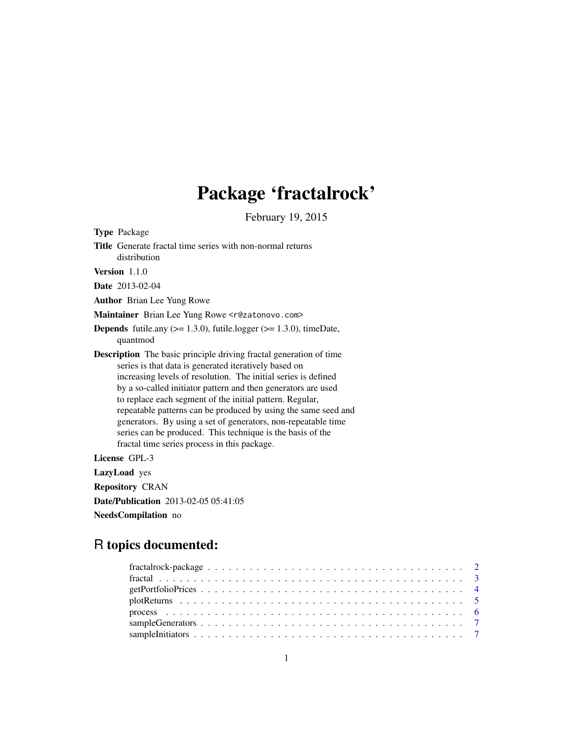# Package 'fractalrock'

February 19, 2015

**Type** Package

**Title** Generate fractal time series with non-normal returns distribution

**Version** 1.1.0

**Date** 2013-02-04

**Author** Brian Lee Yung Rowe

**Maintainer** Brian Lee Yung Rowe <r@zatonovo.com>

**Depends** futile.any (>= 1.3.0), futile.logger (>= 1.3.0), timeDate, quantmod

**Description** The basic principle driving fractal generation of time series is that data is generated iteratively based on increasing levels of resolution. The initial series is defined by a so-called initiator pattern and then generators are used to replace each segment of the initial pattern. Regular, repeatable patterns can be produced by using the same seed and generators. By using a set of generators, non-repeatable time series can be produced. This technique is the basis of the fractal time series process in this package.

**License** GPL-3

**LazyLoad** yes

**Repository** CRAN

**Date/Publication** 2013-02-05 05:41:05

**NeedsCompilation** no

## R topics documented:

- fractalrock-package . . . . . . . . . . . . . . . . . . . . . . . . . . . . . . . . . . . . . 2
- fractal . . . . . . . . . . . . . . . . . . . . . . . . . . . . . . . . . . . . . . . . . . . . . 3
- getPortfolioPrices . . . . . . . . . . . . . . . . . . . . . . . . . . . . . . . . . . . . . . 4
- plotReturns . . . . . . . . . . . . . . . . . . . . . . . . . . . . . . . . . . . . . . . . . 5
- process . . . . . . . . . . . . . . . . . . . . . . . . . . . . . . . . . . . . . . . . . . . . 6
- sampleGenerators . . . . . . . . . . . . . . . . . . . . . . . . . . . . . . . . . . . . . . 7
- sampleInitiators . . . . . . . . . . . . . . . . . . . . . . . . . . . . . . . . . . . . . . . 7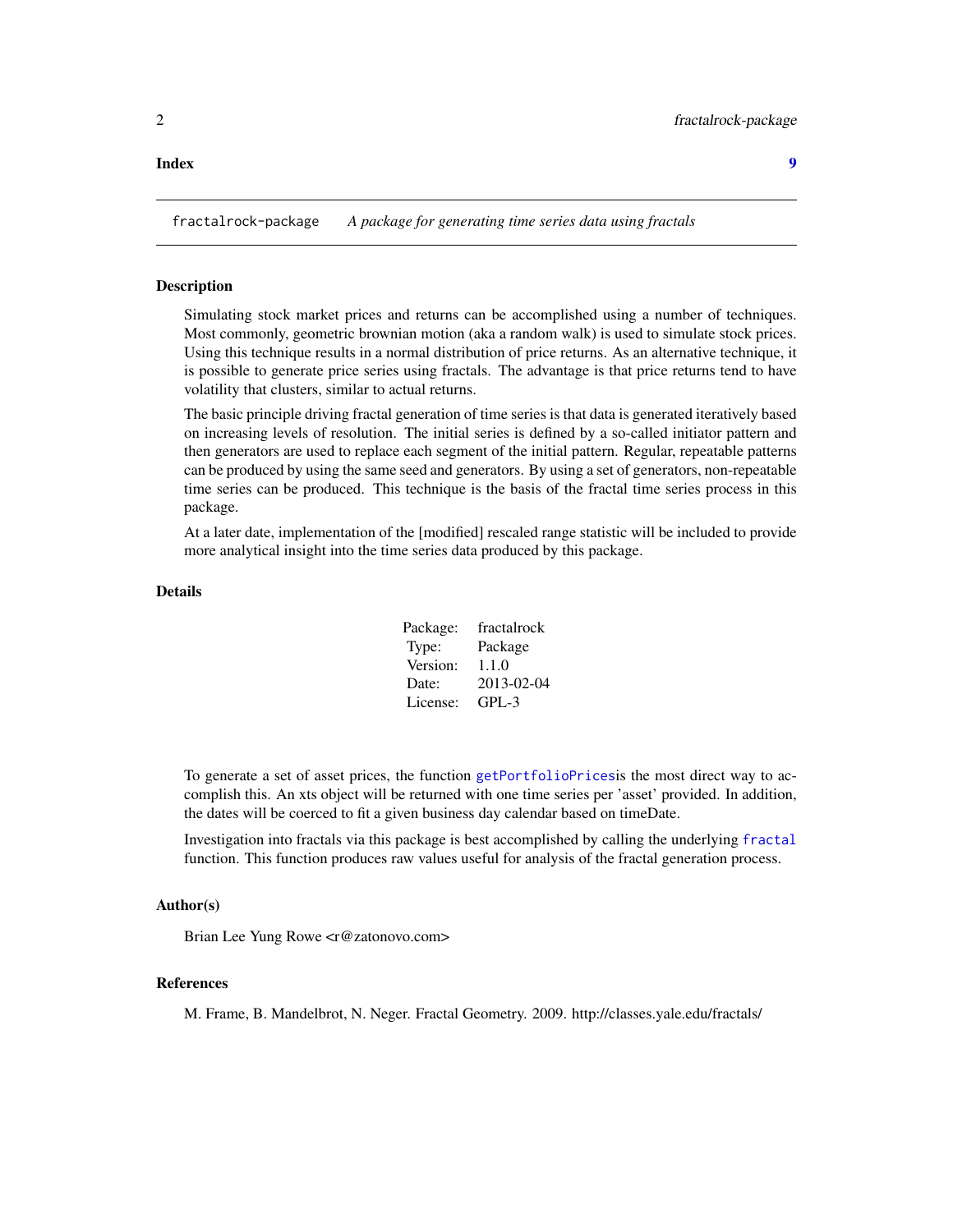**Index** **9**

---

`fractalrock-package` *A package for generating time series data using fractals*

---

## Description

Simulating stock market prices and returns can be accomplished using a number of techniques. Most commonly, geometric brownian motion (aka a random walk) is used to simulate stock prices. Using this technique results in a normal distribution of price returns. As an alternative technique, it is possible to generate price series using fractals. The advantage is that price returns tend to have volatility that clusters, similar to actual returns.

The basic principle driving fractal generation of time series is that data is generated iteratively based on increasing levels of resolution. The initial series is defined by a so-called initiator pattern and then generators are used to replace each segment of the initial pattern. Regular, repeatable patterns can be produced by using the same seed and generators. By using a set of generators, non-repeatable time series can be produced. This technique is the basis of the fractal time series process in this package.

At a later date, implementation of the [modified] rescaled range statistic will be included to provide more analytical insight into the time series data produced by this package.

## Details

| | |
|---|---|
| Package: | fractalrock |
| Type: | Package |
| Version: | 1.1.0 |
| Date: | 2013-02-04 |
| License: | GPL-3 |

To generate a set of asset prices, the function `getPortfolioPrices`is the most direct way to accomplish this. An xts object will be returned with one time series per 'asset' provided. In addition, the dates will be coerced to fit a given business day calendar based on timeDate.

Investigation into fractals via this package is best accomplished by calling the underlying `fractal` function. This function produces raw values useful for analysis of the fractal generation process.

## Author(s)

Brian Lee Yung Rowe <r@zatonovo.com>

## References

M. Frame, B. Mandelbrot, N. Neger. Fractal Geometry. 2009. http://classes.yale.edu/fractals/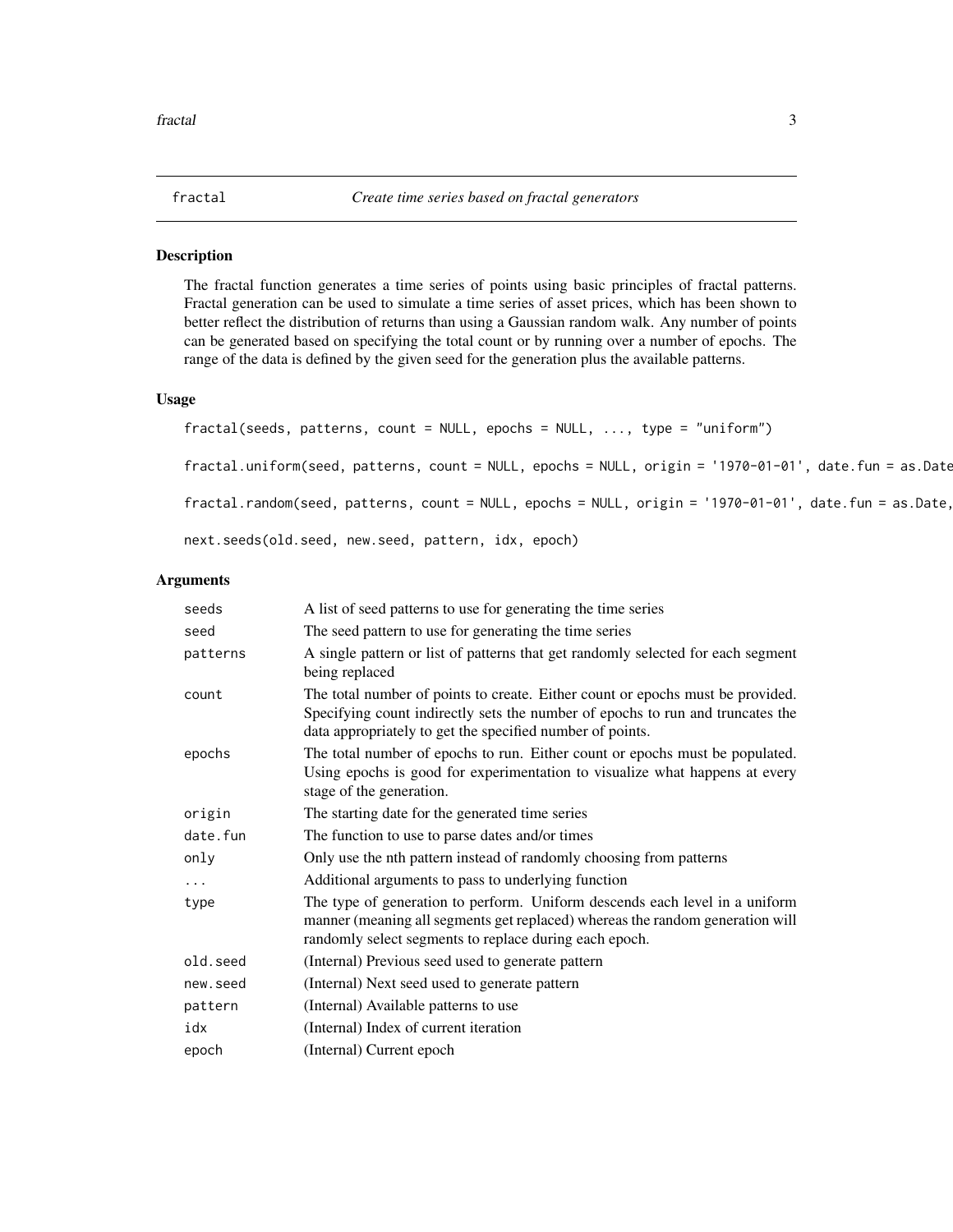fractal *Create time series based on fractal generators*

### Description

The fractal function generates a time series of points using basic principles of fractal patterns. Fractal generation can be used to simulate a time series of asset prices, which has been shown to better reflect the distribution of returns than using a Gaussian random walk. Any number of points can be generated based on specifying the total count or by running over a number of epochs. The range of the data is defined by the given seed for the generation plus the available patterns.

### Usage

```
fractal(seeds, patterns, count = NULL, epochs = NULL, ..., type = "uniform")

fractal.uniform(seed, patterns, count = NULL, epochs = NULL, origin = '1970-01-01', date.fun = as.Date

fractal.random(seed, patterns, count = NULL, epochs = NULL, origin = '1970-01-01', date.fun = as.Date,

next.seeds(old.seed, new.seed, pattern, idx, epoch)
```

### Arguments

| | |
|---|---|
| seeds | A list of seed patterns to use for generating the time series |
| seed | The seed pattern to use for generating the time series |
| patterns | A single pattern or list of patterns that get randomly selected for each segment being replaced |
| count | The total number of points to create. Either count or epochs must be provided. Specifying count indirectly sets the number of epochs to run and truncates the data appropriately to get the specified number of points. |
| epochs | The total number of epochs to run. Either count or epochs must be populated. Using epochs is good for experimentation to visualize what happens at every stage of the generation. |
| origin | The starting date for the generated time series |
| date.fun | The function to use to parse dates and/or times |
| only | Only use the nth pattern instead of randomly choosing from patterns |
| ... | Additional arguments to pass to underlying function |
| type | The type of generation to perform. Uniform descends each level in a uniform manner (meaning all segments get replaced) whereas the random generation will randomly select segments to replace during each epoch. |
| old.seed | (Internal) Previous seed used to generate pattern |
| new.seed | (Internal) Next seed used to generate pattern |
| pattern | (Internal) Available patterns to use |
| idx | (Internal) Index of current iteration |
| epoch | (Internal) Current epoch |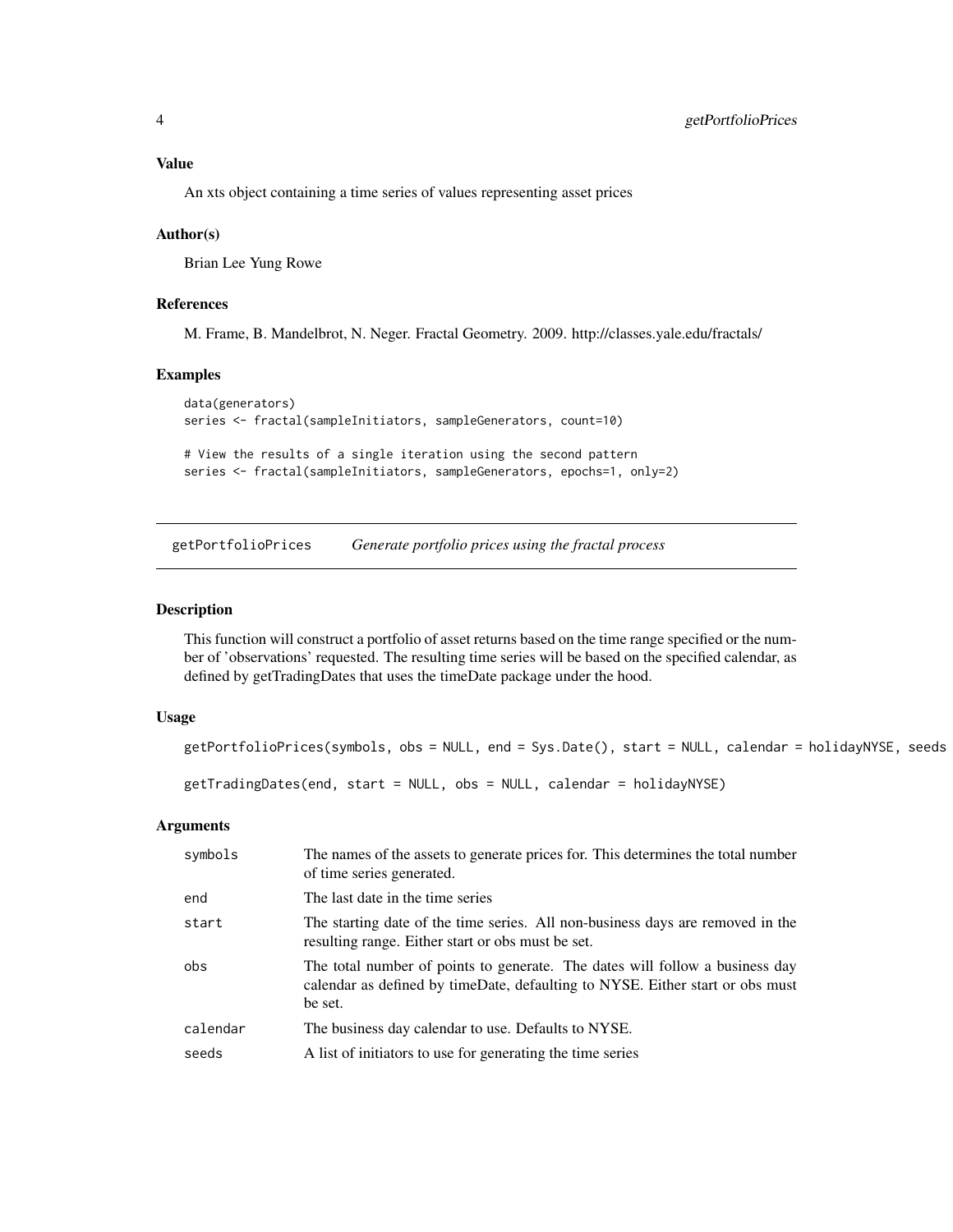### Value

An xts object containing a time series of values representing asset prices

### Author(s)

Brian Lee Yung Rowe

### References

M. Frame, B. Mandelbrot, N. Neger. Fractal Geometry. 2009. http://classes.yale.edu/fractals/

### Examples

```
data(generators)
series <- fractal(sampleInitiators, sampleGenerators, count=10)

# View the results of a single iteration using the second pattern
series <- fractal(sampleInitiators, sampleGenerators, epochs=1, only=2)
```

---

## getPortfolioPrices *Generate portfolio prices using the fractal process*

### Description

This function will construct a portfolio of asset returns based on the time range specified or the number of 'observations' requested. The resulting time series will be based on the specified calendar, as defined by getTradingDates that uses the timeDate package under the hood.

### Usage

```
getPortfolioPrices(symbols, obs = NULL, end = Sys.Date(), start = NULL, calendar = holidayNYSE, seeds

getTradingDates(end, start = NULL, obs = NULL, calendar = holidayNYSE)
```

### Arguments

| | |
|---|---|
| symbols | The names of the assets to generate prices for. This determines the total number of time series generated. |
| end | The last date in the time series |
| start | The starting date of the time series. All non-business days are removed in the resulting range. Either start or obs must be set. |
| obs | The total number of points to generate. The dates will follow a business day calendar as defined by timeDate, defaulting to NYSE. Either start or obs must be set. |
| calendar | The business day calendar to use. Defaults to NYSE. |
| seeds | A list of initiators to use for generating the time series |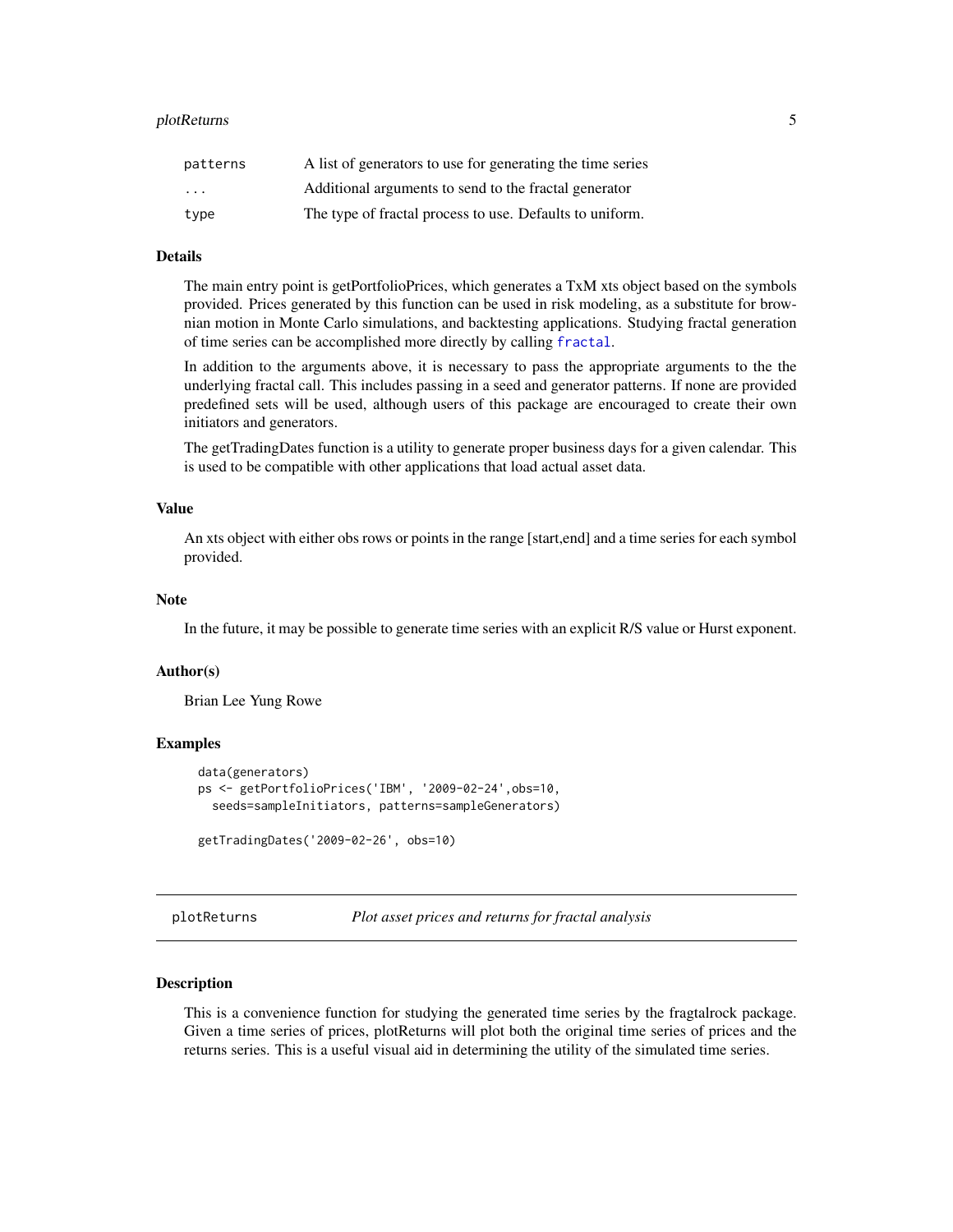| | |
|---|---|
| patterns | A list of generators to use for generating the time series |
| ... | Additional arguments to send to the fractal generator |
| type | The type of fractal process to use. Defaults to uniform. |

### Details

The main entry point is getPortfolioPrices, which generates a TxM xts object based on the symbols provided. Prices generated by this function can be used in risk modeling, as a substitute for brownian motion in Monte Carlo simulations, and backtesting applications. Studying fractal generation of time series can be accomplished more directly by calling `fractal`.

In addition to the arguments above, it is necessary to pass the appropriate arguments to the the underlying fractal call. This includes passing in a seed and generator patterns. If none are provided predefined sets will be used, although users of this package are encouraged to create their own initiators and generators.

The getTradingDates function is a utility to generate proper business days for a given calendar. This is used to be compatible with other applications that load actual asset data.

### Value

An xts object with either obs rows or points in the range [start,end] and a time series for each symbol provided.

### Note

In the future, it may be possible to generate time series with an explicit R/S value or Hurst exponent.

### Author(s)

Brian Lee Yung Rowe

### Examples

```
data(generators)
ps <- getPortfolioPrices('IBM', '2009-02-24',obs=10,
  seeds=sampleInitiators, patterns=sampleGenerators)

getTradingDates('2009-02-26', obs=10)
```

---

## plotReturns *Plot asset prices and returns for fractal analysis*

---

### Description

This is a convenience function for studying the generated time series by the fragtalrock package. Given a time series of prices, plotReturns will plot both the original time series of prices and the returns series. This is a useful visual aid in determining the utility of the simulated time series.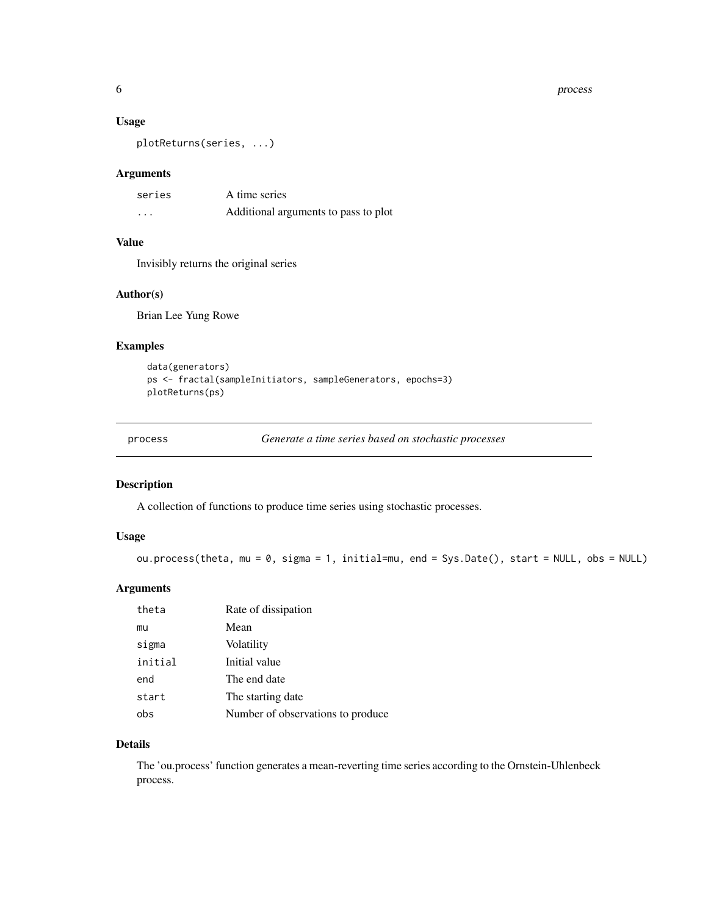### Usage

```
plotReturns(series, ...)
```

### Arguments

| | |
|---|---|
| series | A time series |
| ... | Additional arguments to pass to plot |

### Value

Invisibly returns the original series

### Author(s)

Brian Lee Yung Rowe

### Examples

```
data(generators)
ps <- fractal(sampleInitiators, sampleGenerators, epochs=3)
plotReturns(ps)
```

---

## process — *Generate a time series based on stochastic processes*

### Description

A collection of functions to produce time series using stochastic processes.

### Usage

```
ou.process(theta, mu = 0, sigma = 1, initial=mu, end = Sys.Date(), start = NULL, obs = NULL)
```

### Arguments

| | |
|---|---|
| theta | Rate of dissipation |
| mu | Mean |
| sigma | Volatility |
| initial | Initial value |
| end | The end date |
| start | The starting date |
| obs | Number of observations to produce |

### Details

The 'ou.process' function generates a mean-reverting time series according to the Ornstein-Uhlenbeck process.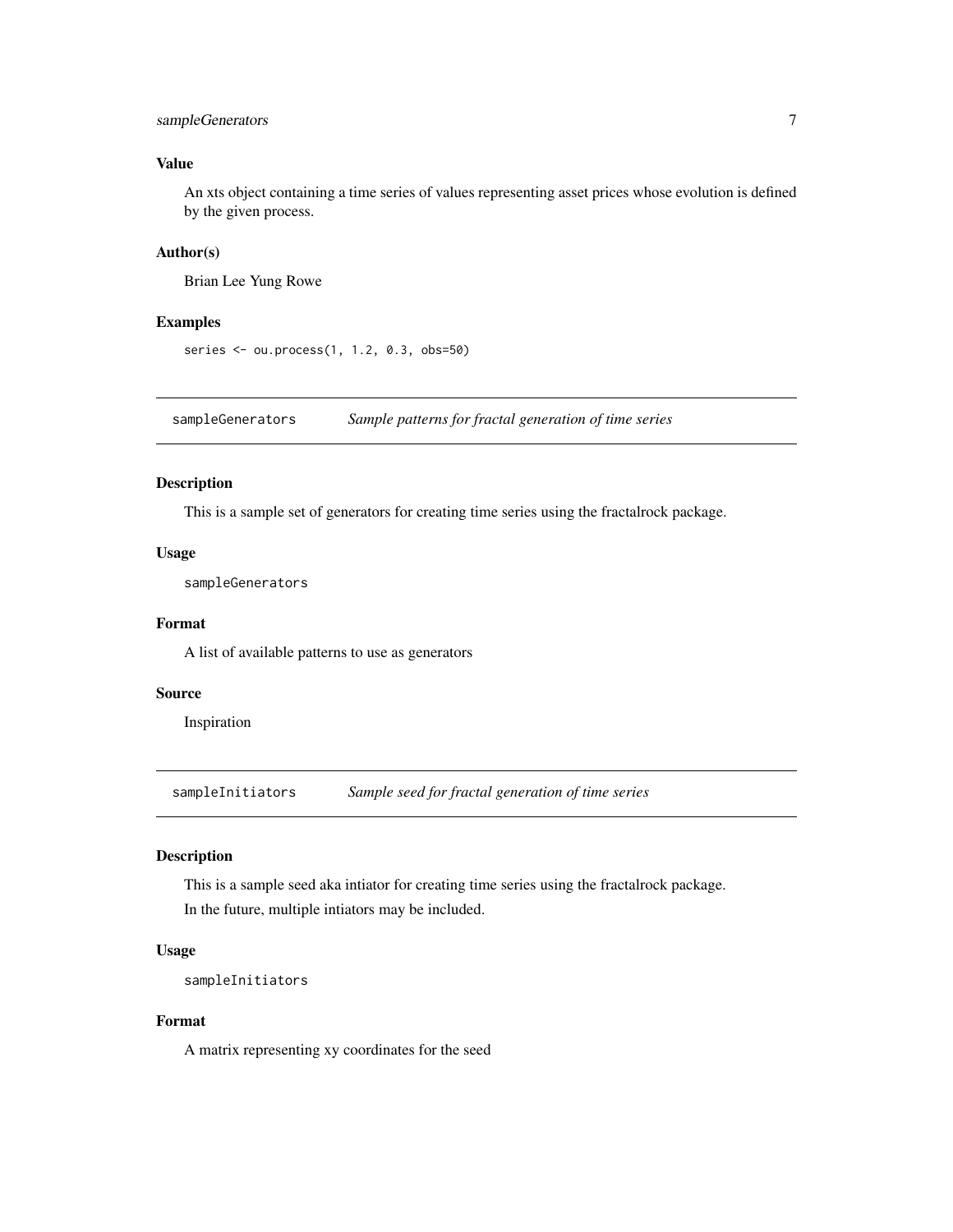### Value

An xts object containing a time series of values representing asset prices whose evolution is defined by the given process.

### Author(s)

Brian Lee Yung Rowe

### Examples

```
series <- ou.process(1, 1.2, 0.3, obs=50)
```

---

## sampleGenerators *Sample patterns for fractal generation of time series*

---

### Description

This is a sample set of generators for creating time series using the fractalrock package.

### Usage

```
sampleGenerators
```

### Format

A list of available patterns to use as generators

### Source

Inspiration

---

## sampleInitiators *Sample seed for fractal generation of time series*

---

### Description

This is a sample seed aka intiator for creating time series using the fractalrock package.

In the future, multiple intiators may be included.

### Usage

```
sampleInitiators
```

### Format

A matrix representing xy coordinates for the seed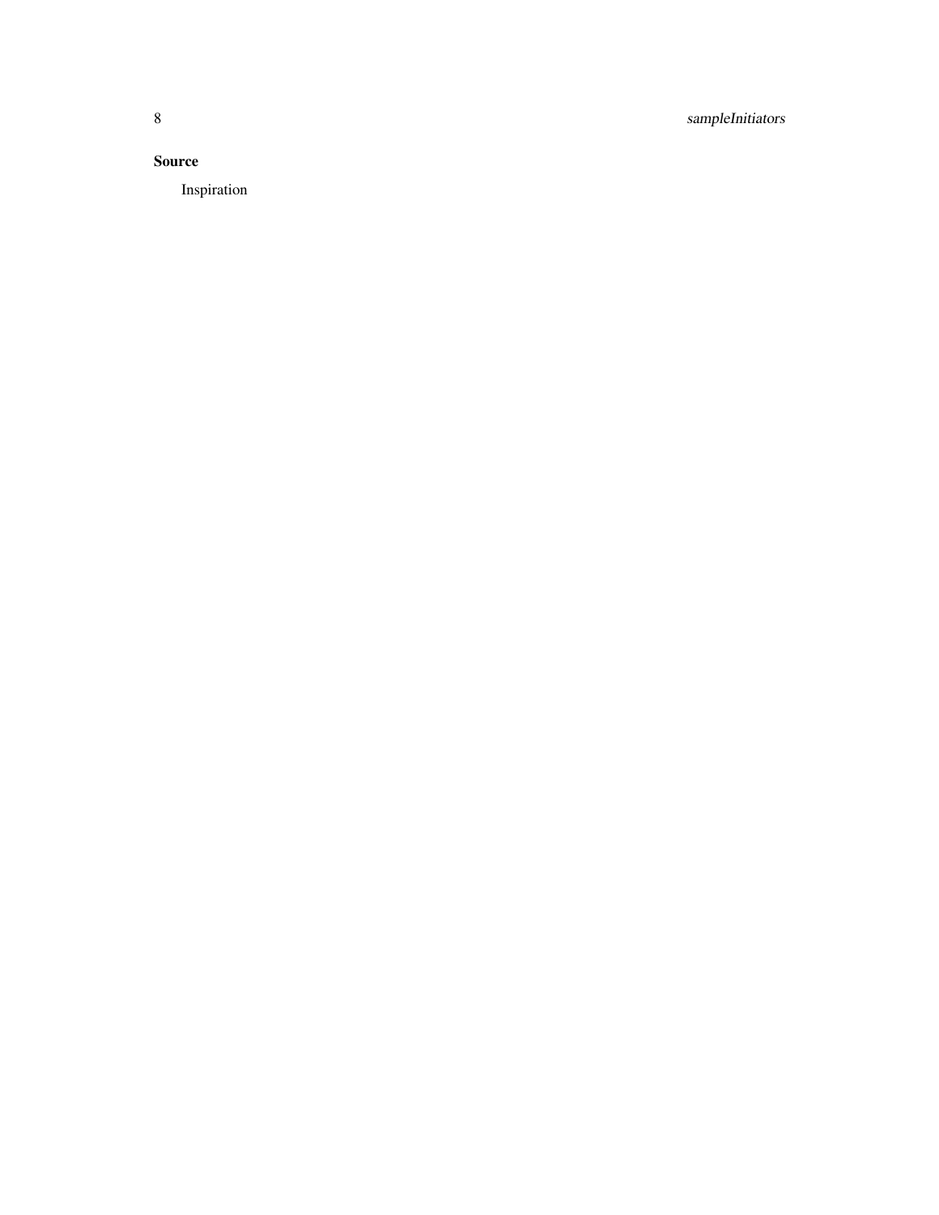## Source

Inspiration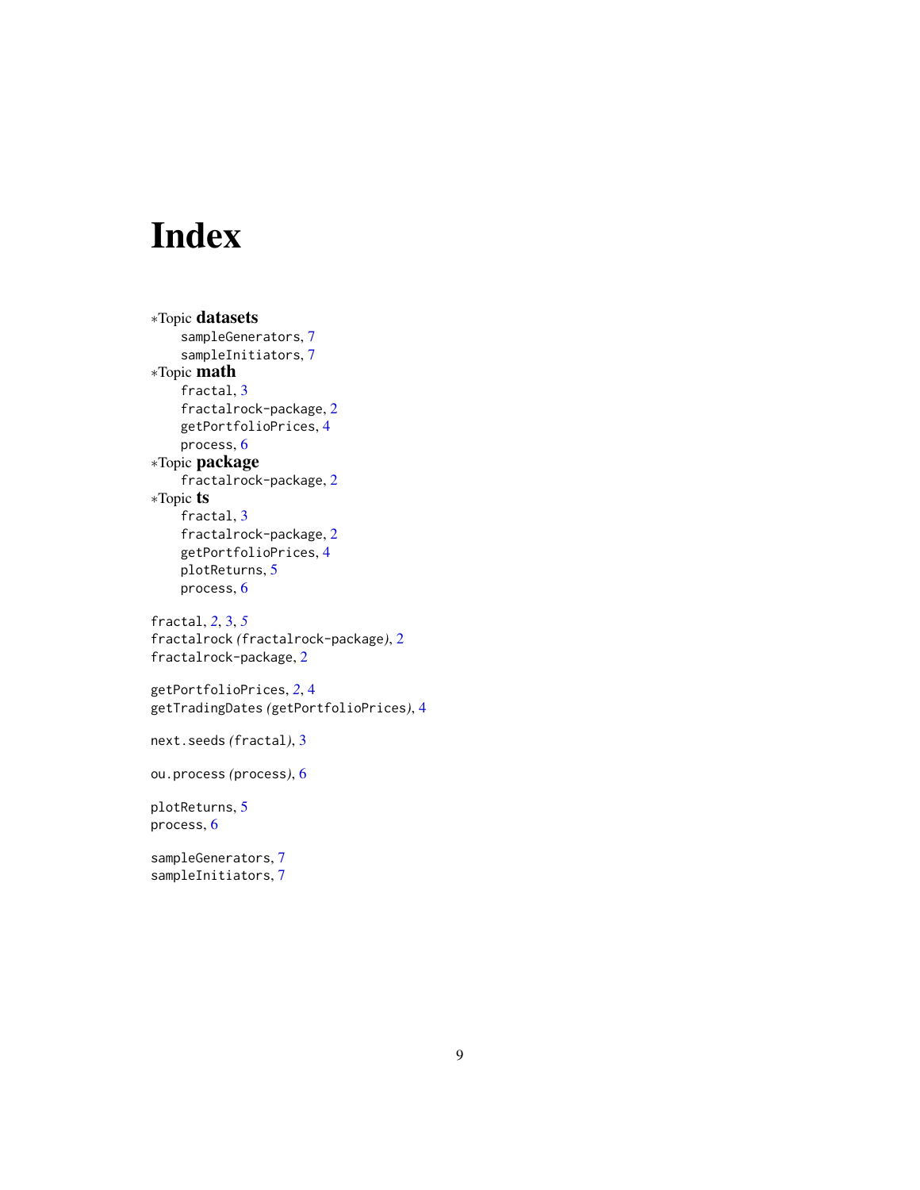# Index

*Topic **datasets**
  sampleGenerators, 7
  sampleInitiators, 7
*Topic **math**
  fractal, 3
  fractalrock-package, 2
  getPortfolioPrices, 4
  process, 6
*Topic **package**
  fractalrock-package, 2
*Topic **ts**
  fractal, 3
  fractalrock-package, 2
  getPortfolioPrices, 4
  plotReturns, 5
  process, 6

fractal, *2*, 3, *5*
fractalrock *(*fractalrock-package*)*, 2
fractalrock-package, 2

getPortfolioPrices, *2*, 4
getTradingDates *(*getPortfolioPrices*)*, 4

next.seeds *(*fractal*)*, 3

ou.process *(*process*)*, 6

plotReturns, 5
process, 6

sampleGenerators, 7
sampleInitiators, 7